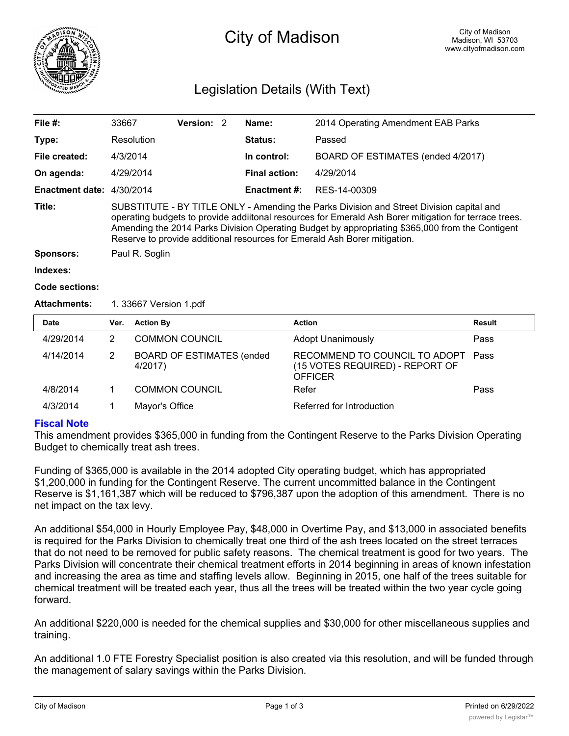# City of Madison

City of Madison
Madison, WI 53703
www.cityofmadison.com

## Legislation Details (With Text)

| | | | | |
|---|---|---|---|---|
| **File #:** | 33667 | **Version:** 2 | **Name:** | 2014 Operating Amendment EAB Parks |
| **Type:** | Resolution | | **Status:** | Passed |
| **File created:** | 4/3/2014 | | **In control:** | BOARD OF ESTIMATES (ended 4/2017) |
| **On agenda:** | 4/29/2014 | | **Final action:** | 4/29/2014 |
| **Enactment date:** | 4/30/2014 | | **Enactment #:** | RES-14-00309 |

**Title:** SUBSTITUTE - BY TITLE ONLY - Amending the Parks Division and Street Division capital and operating budgets to provide addiitonal resources for Emerald Ash Borer mitigation for terrace trees. Amending the 2014 Parks Division Operating Budget by appropriating $365,000 from the Contigent Reserve to provide additional resources for Emerald Ash Borer mitigation.

**Sponsors:** Paul R. Soglin

**Indexes:**

**Code sections:**

**Attachments:** 1. 33667 Version 1.pdf

| Date | Ver. | Action By | Action | Result |
|---|---|---|---|---|
| 4/29/2014 | 2 | COMMON COUNCIL | Adopt Unanimously | Pass |
| 4/14/2014 | 2 | BOARD OF ESTIMATES (ended 4/2017) | RECOMMEND TO COUNCIL TO ADOPT (15 VOTES REQUIRED) - REPORT OF OFFICER | Pass |
| 4/8/2014 | 1 | COMMON COUNCIL | Refer | Pass |
| 4/3/2014 | 1 | Mayor's Office | Referred for Introduction | |

### Fiscal Note

This amendment provides $365,000 in funding from the Contingent Reserve to the Parks Division Operating Budget to chemically treat ash trees.

Funding of $365,000 is available in the 2014 adopted City operating budget, which has appropriated $1,200,000 in funding for the Contingent Reserve. The current uncommitted balance in the Contingent Reserve is $1,161,387 which will be reduced to $796,387 upon the adoption of this amendment. There is no net impact on the tax levy.

An additional $54,000 in Hourly Employee Pay, $48,000 in Overtime Pay, and $13,000 in associated benefits is required for the Parks Division to chemically treat one third of the ash trees located on the street terraces that do not need to be removed for public safety reasons. The chemical treatment is good for two years. The Parks Division will concentrate their chemical treatment efforts in 2014 beginning in areas of known infestation and increasing the area as time and staffing levels allow. Beginning in 2015, one half of the trees suitable for chemical treatment will be treated each year, thus all the trees will be treated within the two year cycle going forward.

An additional $220,000 is needed for the chemical supplies and $30,000 for other miscellaneous supplies and training.

An additional 1.0 FTE Forestry Specialist position is also created via this resolution, and will be funded through the management of salary savings within the Parks Division.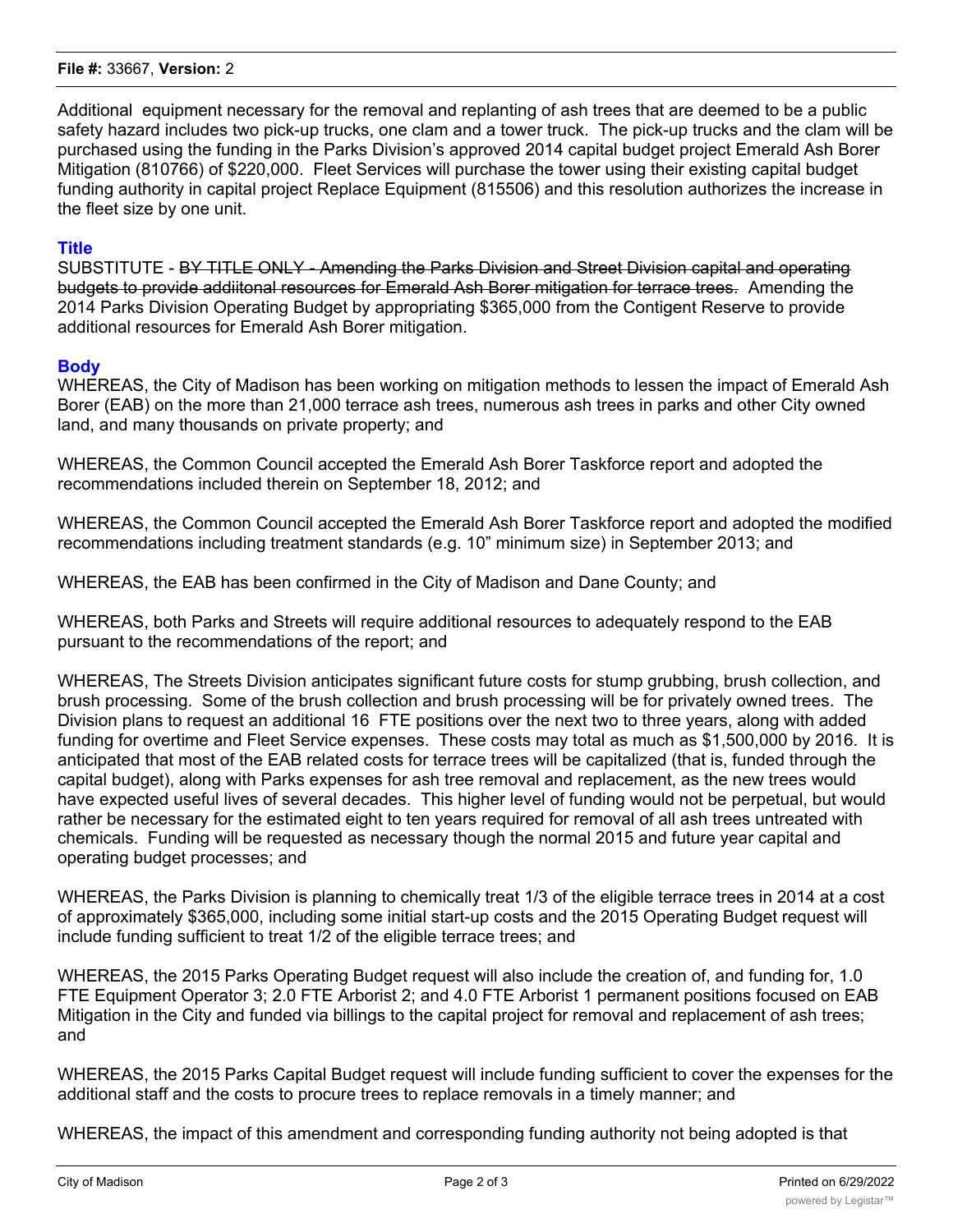Additional equipment necessary for the removal and replanting of ash trees that are deemed to be a public safety hazard includes two pick-up trucks, one clam and a tower truck. The pick-up trucks and the clam will be purchased using the funding in the Parks Division's approved 2014 capital budget project Emerald Ash Borer Mitigation (810766) of $220,000. Fleet Services will purchase the tower using their existing capital budget funding authority in capital project Replace Equipment (815506) and this resolution authorizes the increase in the fleet size by one unit.

## Title

SUBSTITUTE - ~~BY TITLE ONLY - Amending the Parks Division and Street Division capital and operating budgets to provide addiitonal resources for Emerald Ash Borer mitigation for terrace trees.~~ Amending the 2014 Parks Division Operating Budget by appropriating $365,000 from the Contigent Reserve to provide additional resources for Emerald Ash Borer mitigation.

## Body

WHEREAS, the City of Madison has been working on mitigation methods to lessen the impact of Emerald Ash Borer (EAB) on the more than 21,000 terrace ash trees, numerous ash trees in parks and other City owned land, and many thousands on private property; and

WHEREAS, the Common Council accepted the Emerald Ash Borer Taskforce report and adopted the recommendations included therein on September 18, 2012; and

WHEREAS, the Common Council accepted the Emerald Ash Borer Taskforce report and adopted the modified recommendations including treatment standards (e.g. 10" minimum size) in September 2013; and

WHEREAS, the EAB has been confirmed in the City of Madison and Dane County; and

WHEREAS, both Parks and Streets will require additional resources to adequately respond to the EAB pursuant to the recommendations of the report; and

WHEREAS, The Streets Division anticipates significant future costs for stump grubbing, brush collection, and brush processing. Some of the brush collection and brush processing will be for privately owned trees. The Division plans to request an additional 16 FTE positions over the next two to three years, along with added funding for overtime and Fleet Service expenses. These costs may total as much as $1,500,000 by 2016. It is anticipated that most of the EAB related costs for terrace trees will be capitalized (that is, funded through the capital budget), along with Parks expenses for ash tree removal and replacement, as the new trees would have expected useful lives of several decades. This higher level of funding would not be perpetual, but would rather be necessary for the estimated eight to ten years required for removal of all ash trees untreated with chemicals. Funding will be requested as necessary though the normal 2015 and future year capital and operating budget processes; and

WHEREAS, the Parks Division is planning to chemically treat 1/3 of the eligible terrace trees in 2014 at a cost of approximately $365,000, including some initial start-up costs and the 2015 Operating Budget request will include funding sufficient to treat 1/2 of the eligible terrace trees; and

WHEREAS, the 2015 Parks Operating Budget request will also include the creation of, and funding for, 1.0 FTE Equipment Operator 3; 2.0 FTE Arborist 2; and 4.0 FTE Arborist 1 permanent positions focused on EAB Mitigation in the City and funded via billings to the capital project for removal and replacement of ash trees; and

WHEREAS, the 2015 Parks Capital Budget request will include funding sufficient to cover the expenses for the additional staff and the costs to procure trees to replace removals in a timely manner; and

WHEREAS, the impact of this amendment and corresponding funding authority not being adopted is that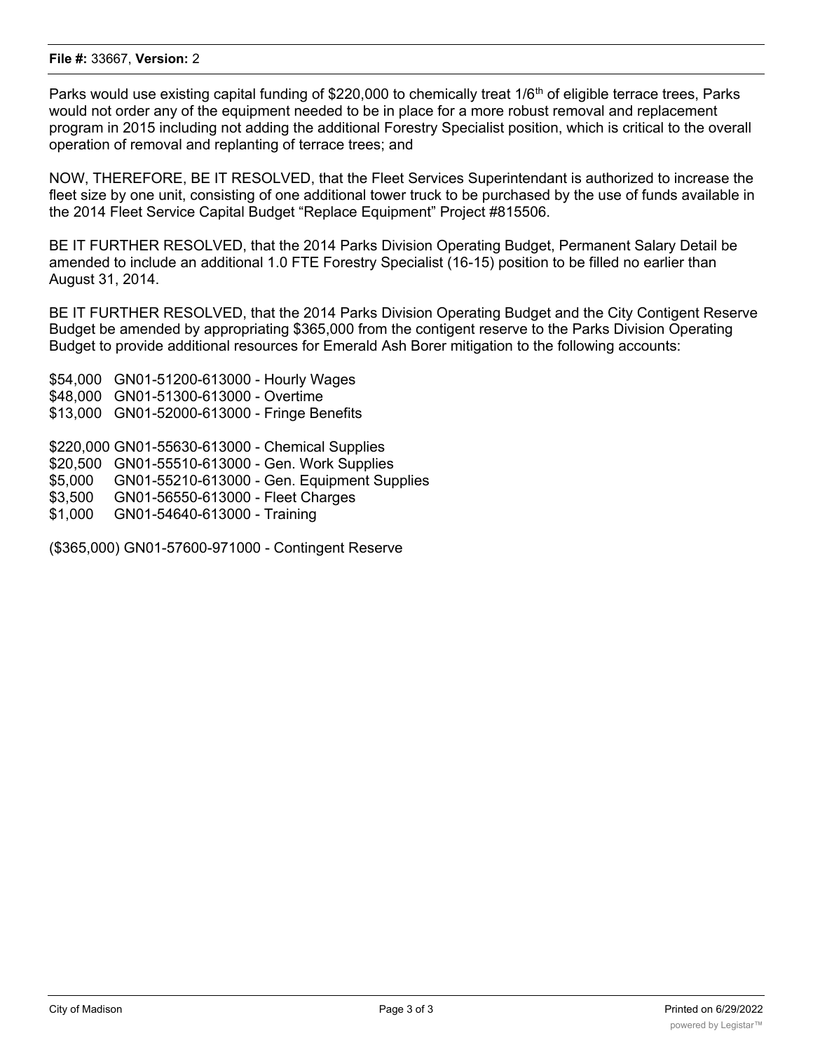Parks would use existing capital funding of $220,000 to chemically treat 1/6th of eligible terrace trees, Parks would not order any of the equipment needed to be in place for a more robust removal and replacement program in 2015 including not adding the additional Forestry Specialist position, which is critical to the overall operation of removal and replanting of terrace trees; and

NOW, THEREFORE, BE IT RESOLVED, that the Fleet Services Superintendant is authorized to increase the fleet size by one unit, consisting of one additional tower truck to be purchased by the use of funds available in the 2014 Fleet Service Capital Budget "Replace Equipment" Project #815506.

BE IT FURTHER RESOLVED, that the 2014 Parks Division Operating Budget, Permanent Salary Detail be amended to include an additional 1.0 FTE Forestry Specialist (16-15) position to be filled no earlier than August 31, 2014.

BE IT FURTHER RESOLVED, that the 2014 Parks Division Operating Budget and the City Contigent Reserve Budget be amended by appropriating $365,000 from the contigent reserve to the Parks Division Operating Budget to provide additional resources for Emerald Ash Borer mitigation to the following accounts:

$54,000 GN01-51200-613000 - Hourly Wages
$48,000 GN01-51300-613000 - Overtime
$13,000 GN01-52000-613000 - Fringe Benefits

$220,000 GN01-55630-613000 - Chemical Supplies
$20,500 GN01-55510-613000 - Gen. Work Supplies
$5,000 GN01-55210-613000 - Gen. Equipment Supplies
$3,500 GN01-56550-613000 - Fleet Charges
$1,000 GN01-54640-613000 - Training

($365,000) GN01-57600-971000 - Contingent Reserve